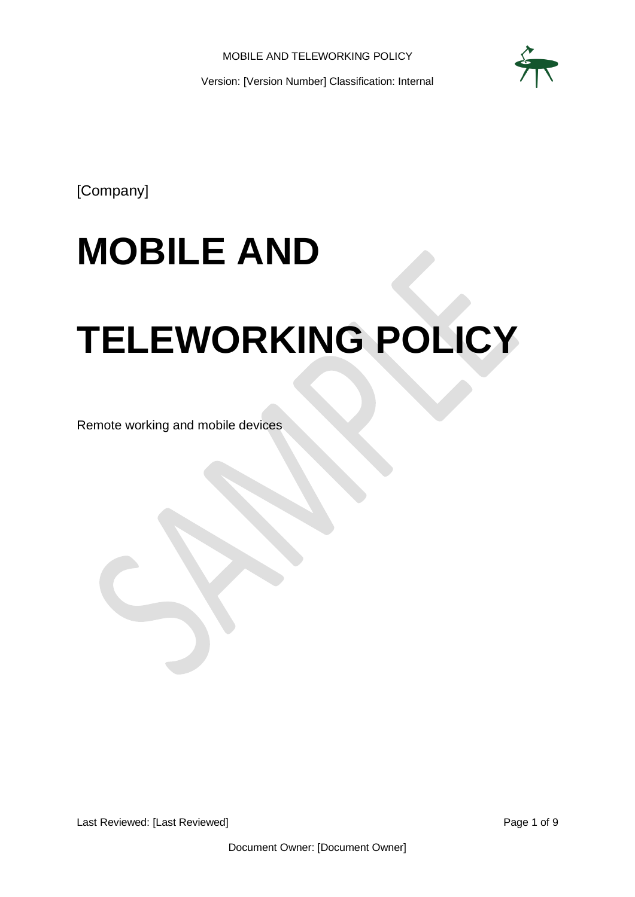[Company]

# MOBILE AND TELEWORKING POLICY

Remote working and mobile devices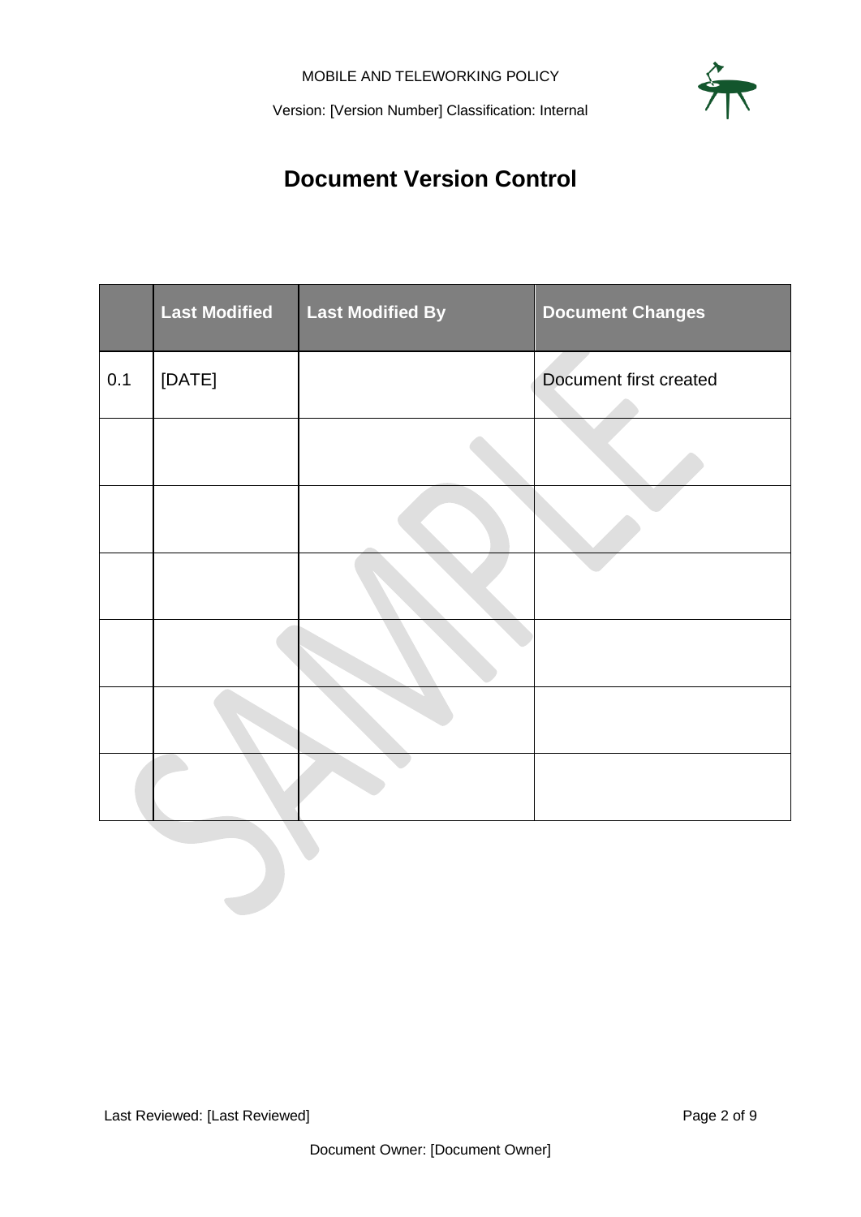# Document Version Control

| | Last Modified | Last Modified By | Document Changes |
|---|---|---|---|
| 0.1 | [DATE] | | Document first created |
| | | | |
| | | | |
| | | | |
| | | | |
| | | | |
| | | | |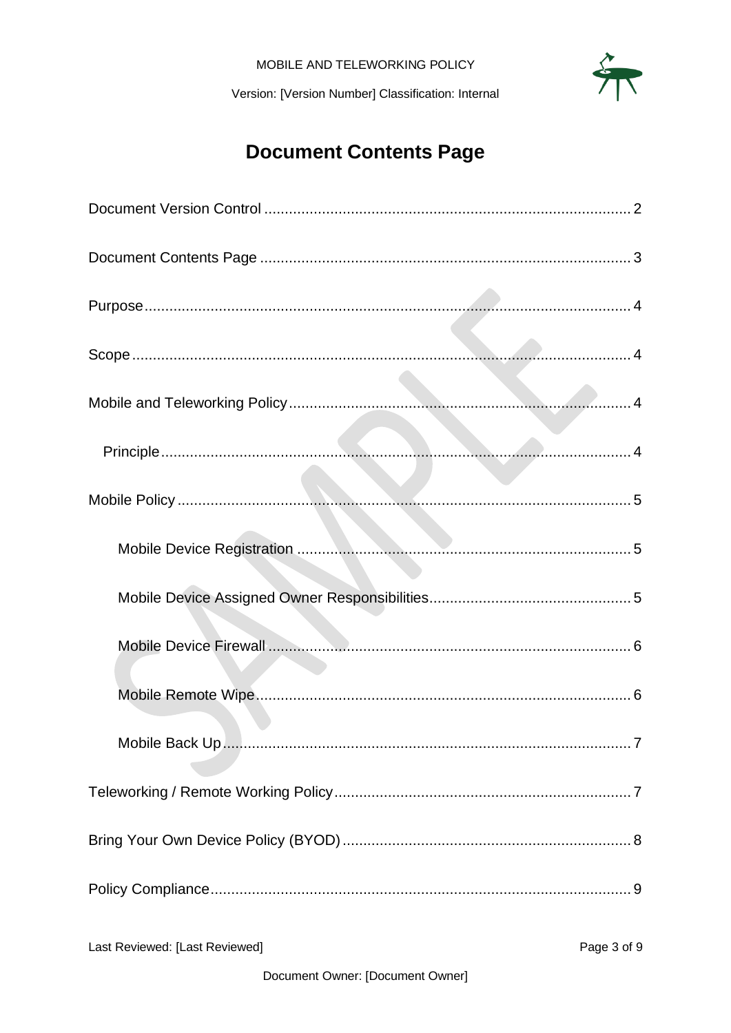# Document Contents Page

Document Version Control .......... 2

Document Contents Page .......... 3

Purpose .......... 4

Scope .......... 4

Mobile and Teleworking Policy .......... 4

- Principle .......... 4

Mobile Policy .......... 5

- Mobile Device Registration .......... 5
- Mobile Device Assigned Owner Responsibilities .......... 5
- Mobile Device Firewall .......... 6
- Mobile Remote Wipe .......... 6
- Mobile Back Up .......... 7

Teleworking / Remote Working Policy .......... 7

Bring Your Own Device Policy (BYOD) .......... 8

Policy Compliance .......... 9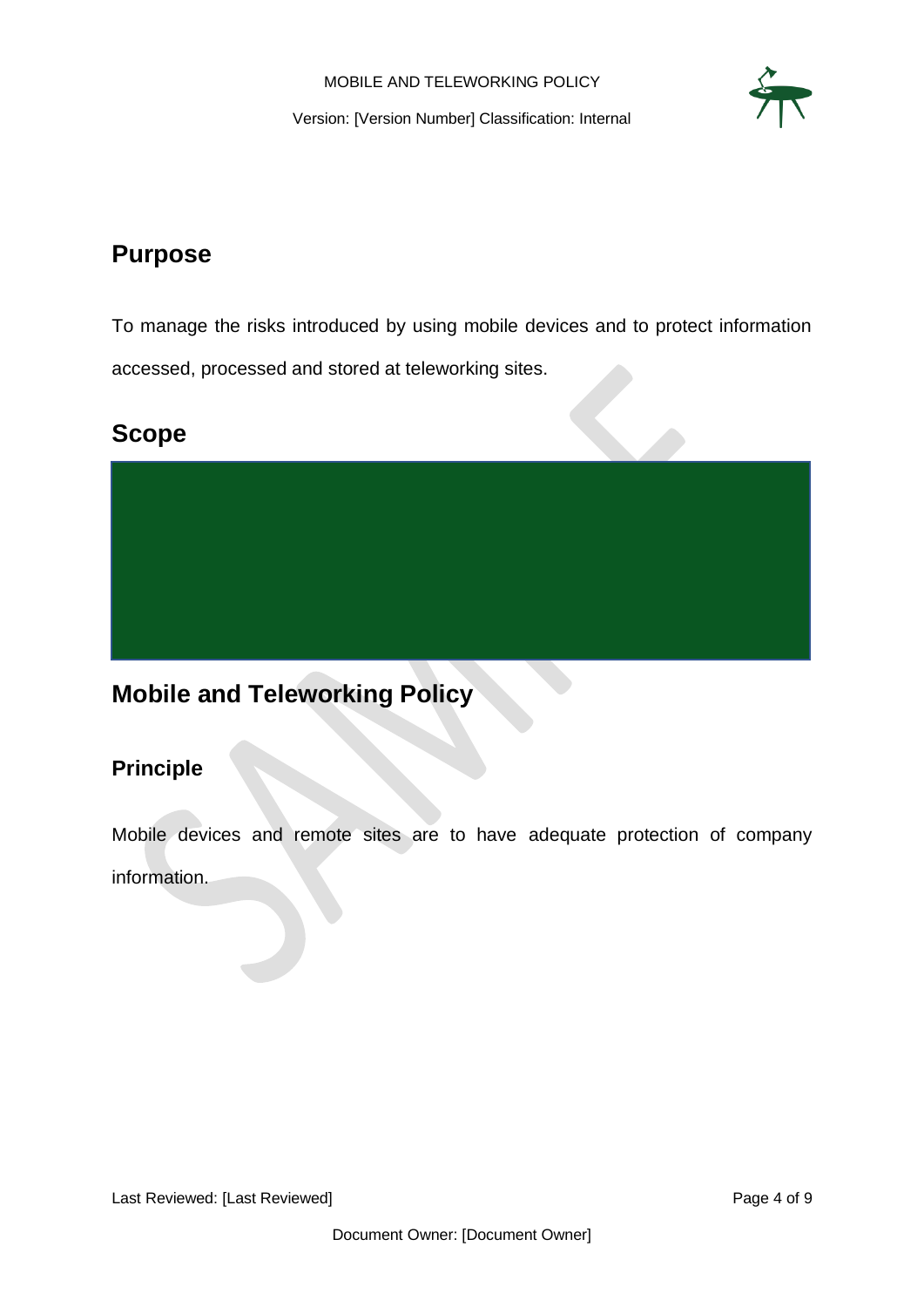# Purpose

To manage the risks introduced by using mobile devices and to protect information accessed, processed and stored at teleworking sites.

# Scope

# Mobile and Teleworking Policy

## Principle

Mobile devices and remote sites are to have adequate protection of company information.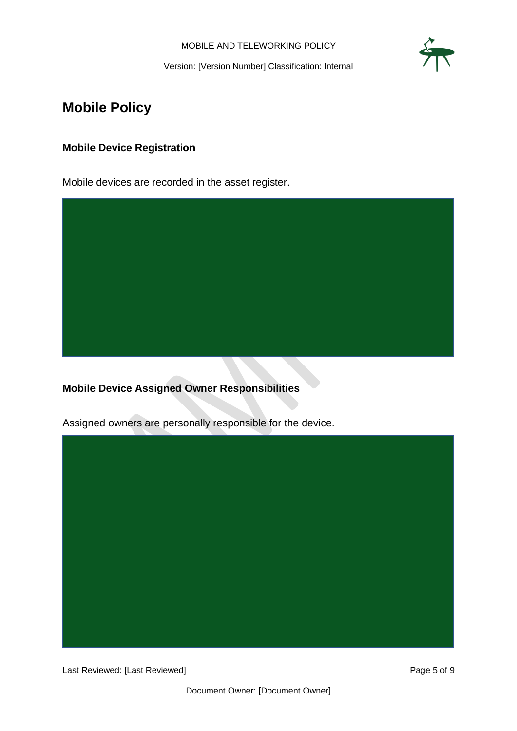# Mobile Policy

## Mobile Device Registration

Mobile devices are recorded in the asset register.

## Mobile Device Assigned Owner Responsibilities

Assigned owners are personally responsible for the device.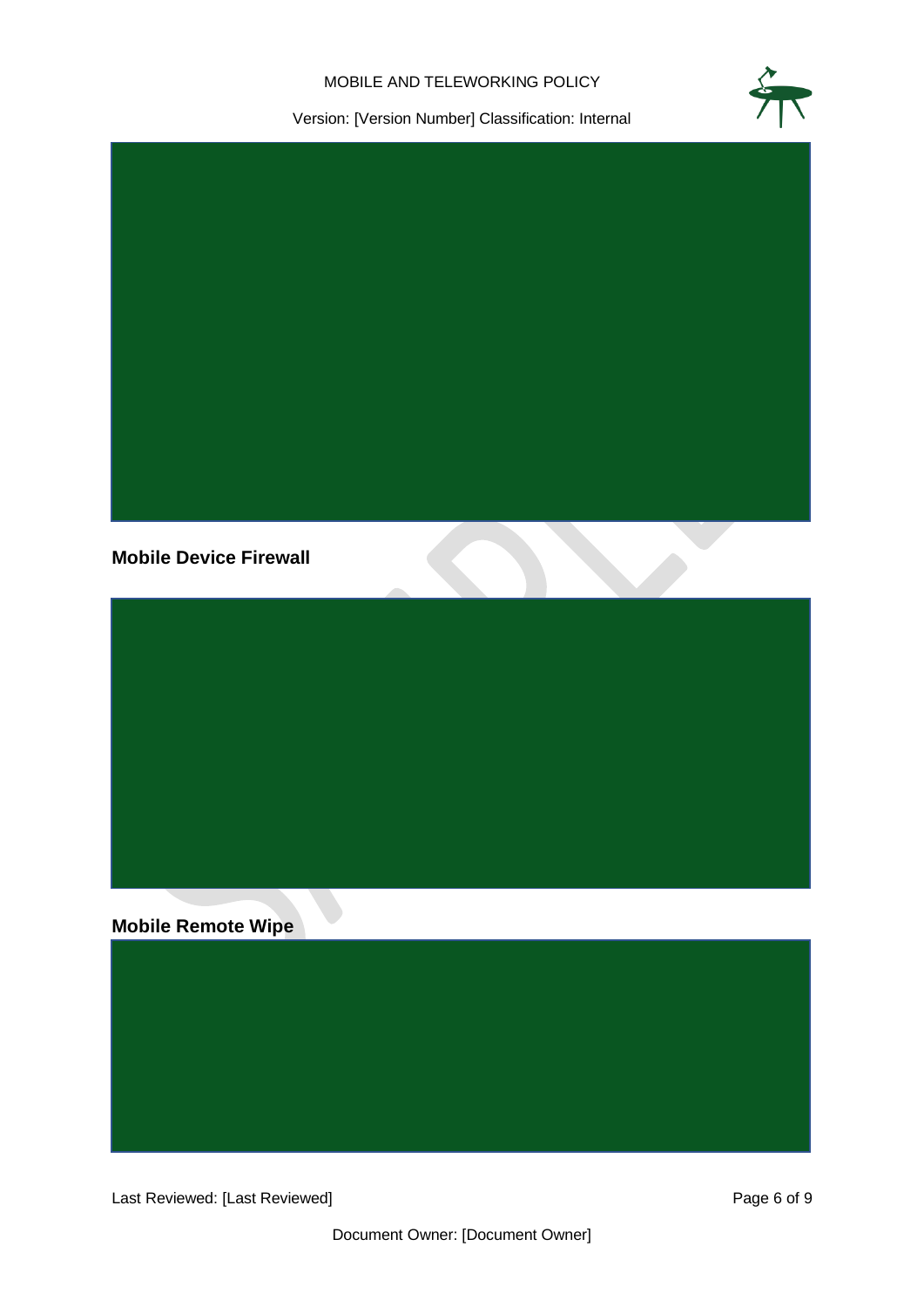## Mobile Device Firewall

## Mobile Remote Wipe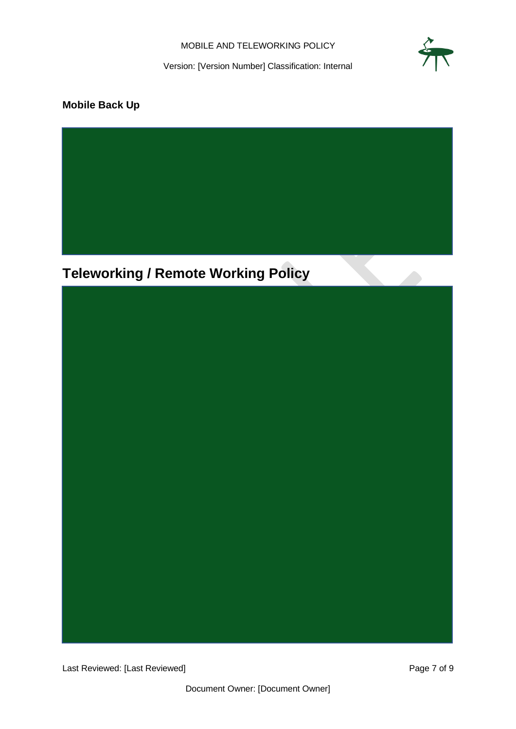**Mobile Back Up**

# Teleworking / Remote Working Policy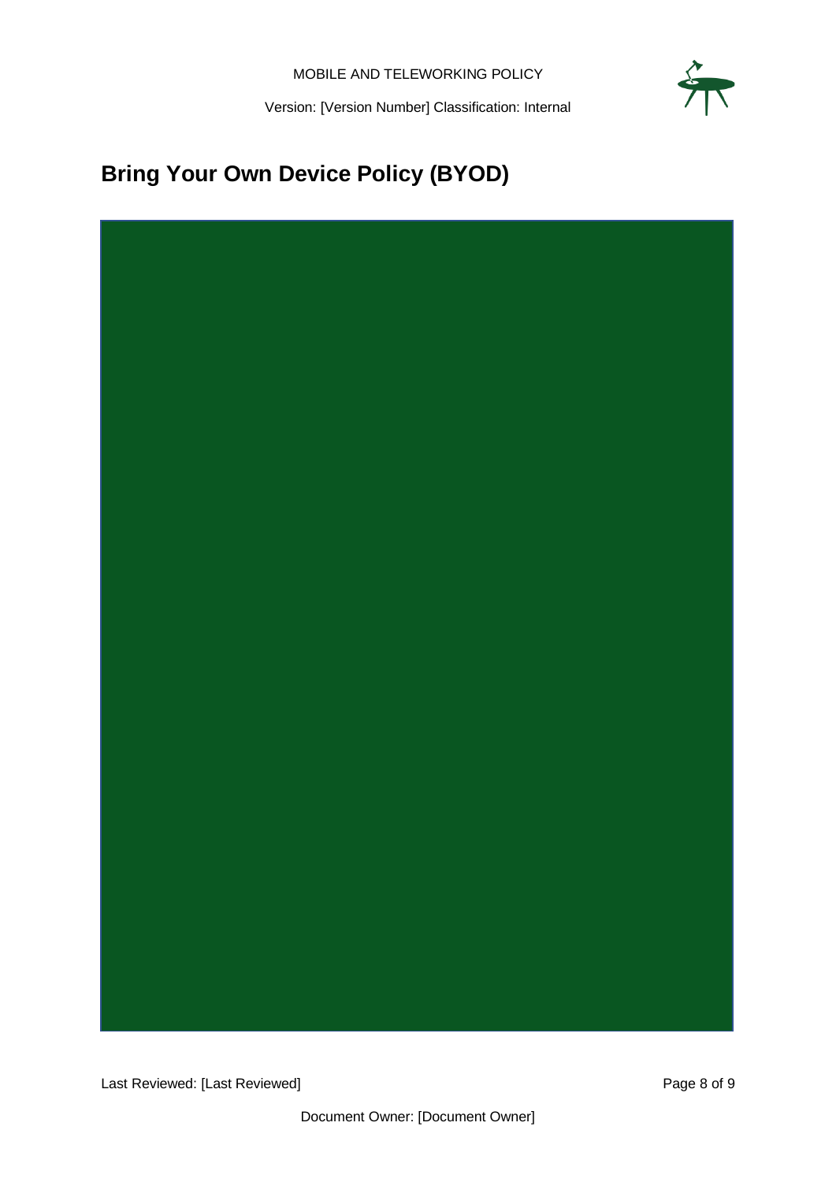# Bring Your Own Device Policy (BYOD)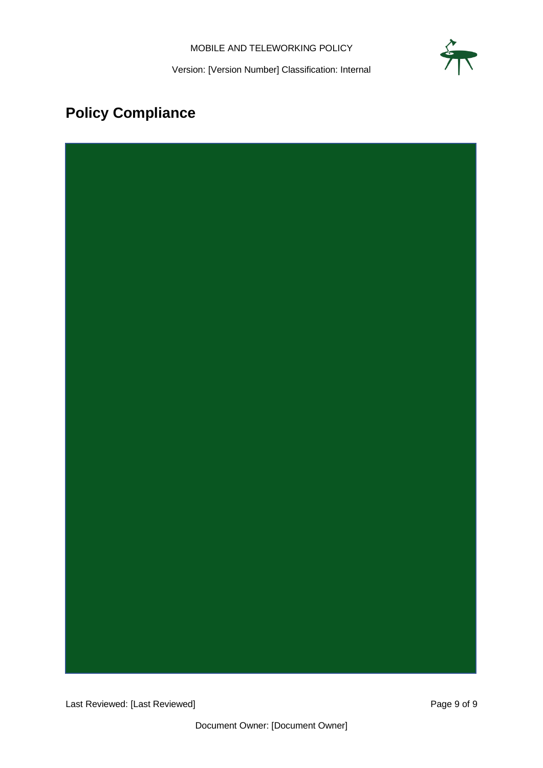## Policy Compliance